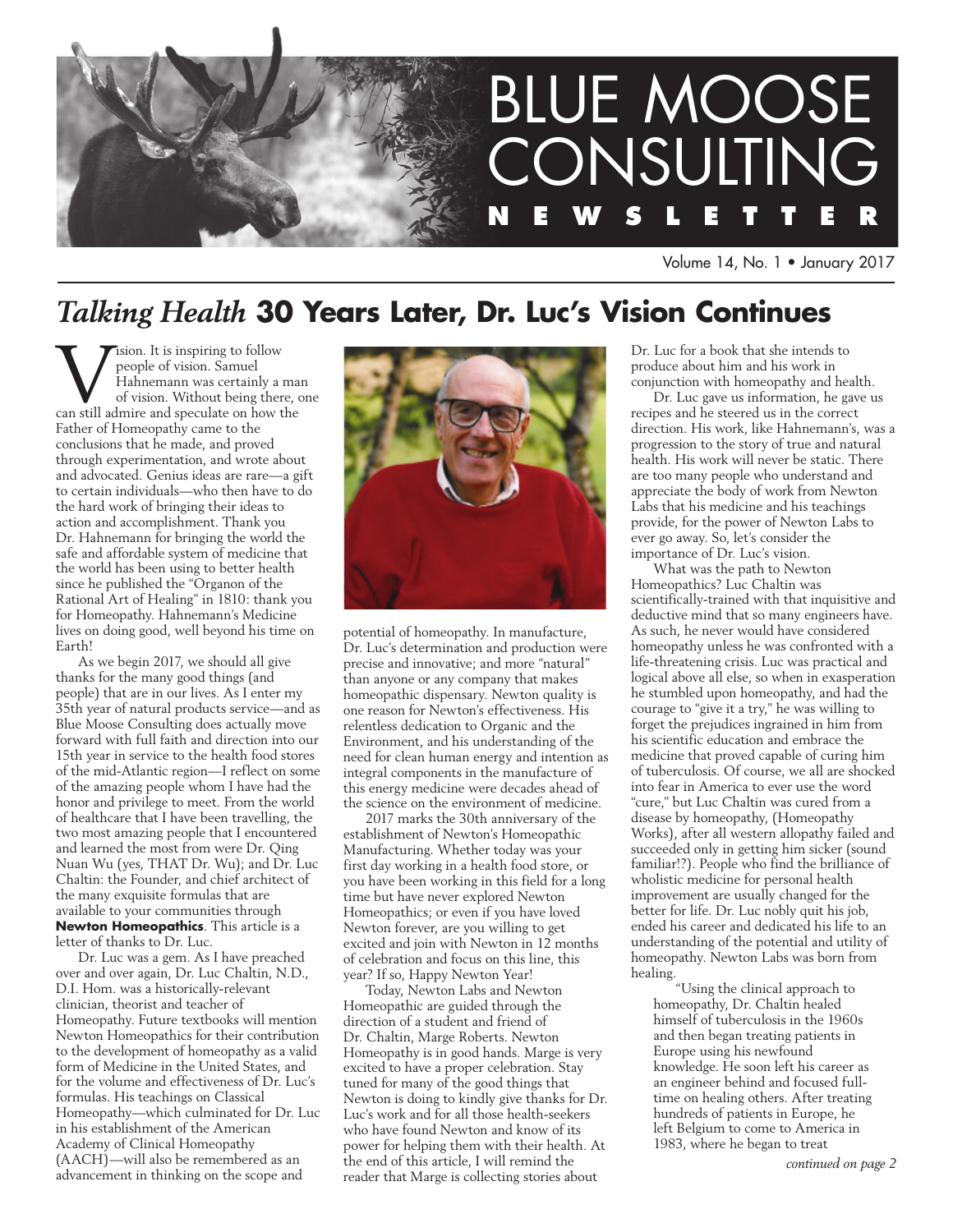# BLUE MOOSE CONSULTING NEWSLETTER

Volume 14, No. 1 • January 2017

## *Talking Health* 30 Years Later, Dr. Luc's Vision Continues

Vision. It is inspiring to follow people of vision. Samuel Hahnemann was certainly a man of vision. Without being there, one can still admire and speculate on how the Father of Homeopathy came to the conclusions that he made, and proved through experimentation, and wrote about and advocated. Genius ideas are rare—a gift to certain individuals—who then have to do the hard work of bringing their ideas to action and accomplishment. Thank you Dr. Hahnemann for bringing the world the safe and affordable system of medicine that the world has been using to better health since he published the "Organon of the Rational Art of Healing" in 1810: thank you for Homeopathy. Hahnemann's Medicine lives on doing good, well beyond his time on Earth!

As we begin 2017, we should all give thanks for the many good things (and people) that are in our lives. As I enter my 35th year of natural products service—and as Blue Moose Consulting does actually move forward with full faith and direction into our 15th year in service to the health food stores of the mid-Atlantic region—I reflect on some of the amazing people that I have had the honor and privilege to meet. From the world of healthcare that I have been travelling, the two most amazing people that I encountered and learned the most from were Dr. Qing Nuan Wu (yes, THAT Dr. Wu); and Dr. Luc Chaltin: the Founder, and chief architect of the many exquisite formulas that are available to your communities through **Newton Homeopathics**. This article is a letter of thanks to Dr. Luc.

Dr. Luc was a gem. As I have preached over and over again, Dr. Luc Chaltin, N.D., D.I. Hom. was a historically-relevant clinician, theorist and teacher of Homeopathy. Future textbooks will mention Newton Homeopathics for their contribution to the development of homeopathy as a valid form of Medicine in the United States, and for the volume and effectiveness of Dr. Luc's formulas. His teachings on Classical Homeopathy—which culminated for Dr. Luc in his establishment of the American Academy of Clinical Homeopathy (AACH)—will also be remembered as an advancement in thinking on the scope and potential of homeopathy. In manufacture, Dr. Luc's determination and production were precise and innovative; and more "natural" than anyone or any company that makes homeopathic dispensary. Newton quality is one reason for Newton's effectiveness. His relentless dedication to Organic and the Environment, and his understanding of the need for clean human energy and intention as integral components in the manufacture of this energy medicine were decades ahead of the science on the environment of medicine.

2017 marks the 30th anniversary of the establishment of Newton's Homeopathic Manufacturing. Whether today was your first day working in a health food store, or you have been working in this field for a long time but have never explored Newton Homeopathics; or even if you have loved Newton forever, are you willing to get excited and join with Newton in 12 months of celebration and focus on this line, this year? If so, Happy Newton Year!

Today, Newton Labs and Newton Homeopathic are guided through the direction of a student and friend of Dr. Chaltin, Marge Roberts. Newton Homeopathy is in good hands. Marge is very excited to have a proper celebration. Stay tuned for many of the good things that Newton is doing to kindly give thanks for Dr. Luc's work and for all those health-seekers who have found Newton and know of its power for helping them with their health. At the end of this article, I will remind the reader that Marge is collecting stories about Dr. Luc for a book that she intends to produce about him and his work in conjunction with homeopathy and health.

Dr. Luc gave us information, he gave us recipes and he steered us in the correct direction. His work, like Hahnemann's, was a progression to the story of true and natural health. His work will never be static. There are too many people who understand and appreciate the body of work from Newton Labs that his medicine and his teachings provide, for the power of Newton Labs to ever go away. So, let's consider the importance of Dr. Luc's vision.

What was the path to Newton Homeopathics? Luc Chaltin was scientifically-trained with that inquisitive and deductive mind that so many engineers have. As such, he never would have considered homeopathy unless he was confronted with a life-threatening crisis. Luc was practical and logical above all else, so when in exasperation he stumbled upon homeopathy, and had the courage to "give it a try," he was willing to forget the prejudices ingrained in him from his scientific education and embrace the medicine that proved capable of curing him of tuberculosis. Of course, we all are shocked into fear in America to ever use the word "cure," but Luc Chaltin was cured from a disease by homeopathy, (Homeopathy Works), after all western allopathy failed and succeeded only in getting him sicker (sound familiar!?). People who find the brilliance of wholistic medicine for personal health improvement are usually changed for the better for life. Dr. Luc nobly quit his job, ended his career and dedicated his life to an understanding of the potential and utility of homeopathy. Newton Labs was born from healing.

> "Using the clinical approach to homeopathy, Dr. Chaltin healed himself of tuberculosis in the 1960s and then began treating patients in Europe using his newfound knowledge. He soon left his career as an engineer behind and focused full-time on healing others. After treating hundreds of patients in Europe, he left Belgium to come to America in 1983, where he began to treat

*continued on page 2*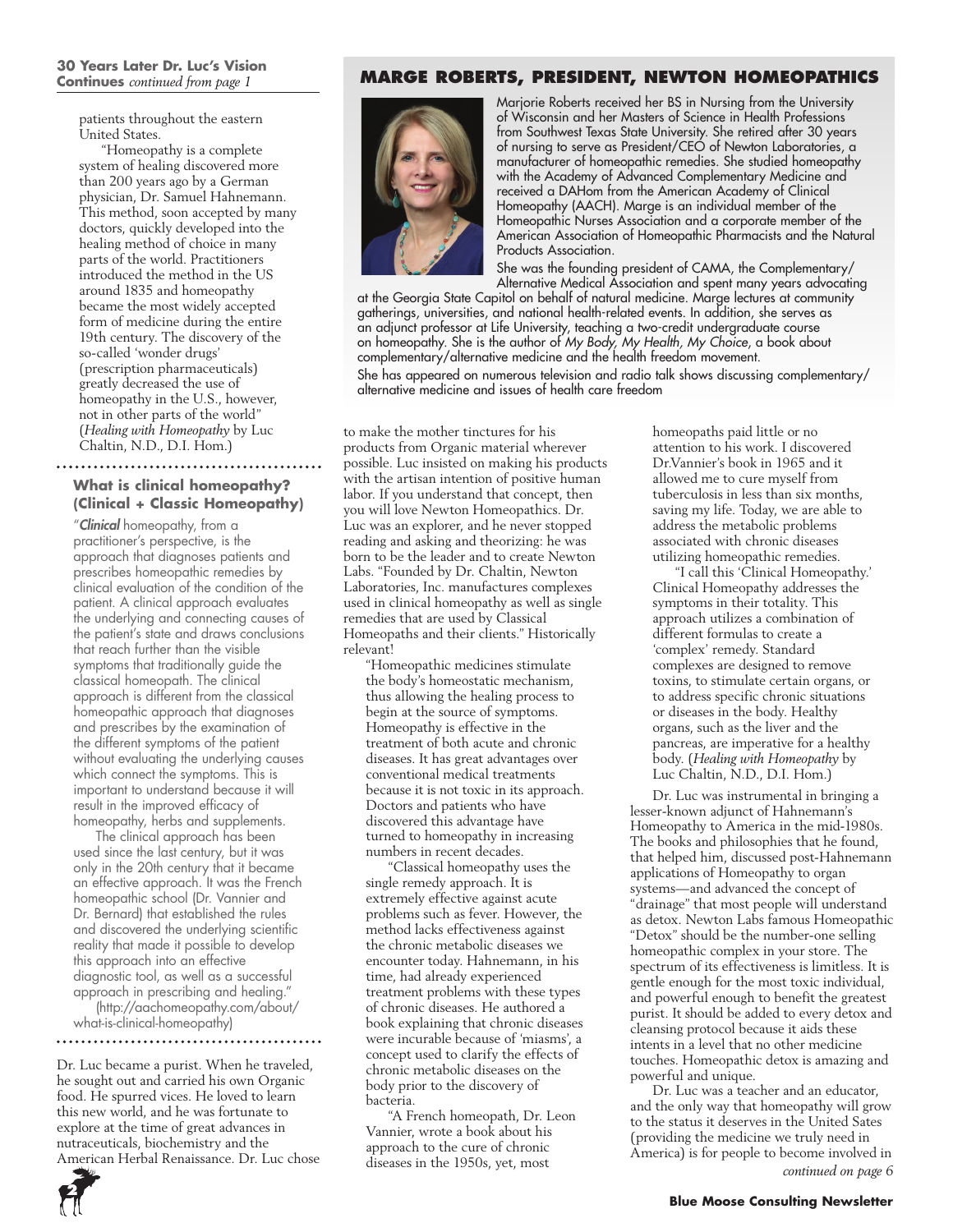## 30 Years Later Dr. Luc's Vision Continues *continued from page 1*

patients throughout the eastern United States.

"Homeopathy is a complete system of healing discovered more than 200 years ago by a German physician, Dr. Samuel Hahnemann. This method, soon accepted by many doctors, quickly developed into the healing method of choice in many parts of the world. Practitioners introduced the method in the US around 1835 and homeopathy became the most widely accepted form of medicine during the entire 19th century. The discovery of the so-called 'wonder drugs' (prescription pharmaceuticals) greatly decreased the use of homeopathy in the U.S., however, not in other parts of the world" (*Healing with Homeopathy* by Luc Chaltin, N.D., D.I. Hom.)

### What is clinical homeopathy? (Clinical + Classic Homeopathy)

"***Clinical*** homeopathy, from a practitioner's perspective, is the approach that diagnoses patients and prescribes homeopathic remedies by clinical evaluation of the condition of the patient. A clinical approach evaluates the underlying and connecting causes of the patient's state and draws conclusions that reach further than the visible symptoms that traditionally guide the classical homeopath. The clinical approach is different from the classical homeopathic approach that diagnoses and prescribes by the examination of the different symptoms of the patient without evaluating the underlying causes which connect the symptoms. This is important to understand because it will result in the improved efficacy of homeopathy, herbs and supplements.

The clinical approach has been used since the last century, but it was only in the 20th century that it became an effective approach. It was the French homeopathic school (Dr. Vannier and Dr. Bernard) that established the rules and discovered the underlying scientific reality that made it possible to develop this approach into an effective diagnostic tool, as well as a successful approach in prescribing and healing."

(http://aachomeopathy.com/about/what-is-clinical-homeopathy)

Dr. Luc became a purist. When he traveled, he sought out and carried his own Organic food. He spurred vices. He loved to learn this new world, and he was fortunate to explore at the time of great advances in nutraceuticals, biochemistry and the American Herbal Renaissance. Dr. Luc chose to make the mother tinctures for his products from Organic material wherever possible. Luc insisted on making his products with the artisan intention of positive human labor. If you understand that concept, then you will love Newton Homeopathics. Dr. Luc was an explorer, and he never stopped reading and asking and theorizing: he was born to be the leader and to create Newton Labs. "Founded by Dr. Chaltin, Newton Laboratories, Inc. manufactures complexes used in clinical homeopathy as well as single remedies that are used by Classical Homeopaths and their clients." Historically relevant!

"Homeopathic medicines stimulate the body's homeostatic mechanism, thus allowing the healing process to begin at the source of symptoms. Homeopathy is effective in the treatment of both acute and chronic diseases. It has great advantages over conventional medical treatments because it is not toxic in its approach. Doctors and patients who have discovered this advantage have turned to homeopathy in increasing numbers in recent decades.

"Classical homeopathy uses the single remedy approach. It is extremely effective against acute problems such as fever. However, the method lacks effectiveness against the chronic metabolic diseases we encounter today. Hahnemann, in his time, had already experienced treatment problems with these types of chronic diseases. He authored a book explaining that chronic diseases were incurable because of 'miasms', a concept used to clarify the effects of chronic metabolic diseases on the body prior to the discovery of bacteria.

"A French homeopath, Dr. Leon Vannier, wrote a book about his approach to the cure of chronic diseases in the 1950s, yet, most homeopaths paid little or no attention to his work. I discovered Dr.Vannier's book in 1965 and it allowed me to cure myself from tuberculosis in less than six months, saving my life. Today, we are able to address the metabolic problems associated with chronic diseases utilizing homeopathic remedies.

"I call this 'Clinical Homeopathy.' Clinical Homeopathy addresses the symptoms in their totality. This approach utilizes a combination of different formulas to create a 'complex' remedy. Standard complexes are designed to remove toxins, to stimulate certain organs, or to address specific chronic situations or diseases in the body. Healthy organs, such as the liver and the pancreas, are imperative for a healthy body. (*Healing with Homeopathy* by Luc Chaltin, N.D., D.I. Hom.)

Dr. Luc was instrumental in bringing a lesser-known adjunct of Hahnemann's Homeopathy to America in the mid-1980s. The books and philosophies that he found, that helped him, discussed post-Hahnemann applications of Homeopathy to organ systems—and advanced the concept of "drainage" that most people will understand as detox. Newton Labs famous Homeopathic "Detox" should be the number-one selling homeopathic complex in your store. The spectrum of its effectiveness is limitless. It is gentle enough for the most toxic individual, and powerful enough to benefit the greatest purist. It should be added to every detox and cleansing protocol because it aids these intents in a level that no other medicine touches. Homeopathic detox is amazing and powerful and unique.

Dr. Luc was a teacher and an educator, and the only way that homeopathy will grow to the status it deserves in the United Sates (providing the medicine we truly need in America) is for people to become involved in

*continued on page 6*

## MARGE ROBERTS, PRESIDENT, NEWTON HOMEOPATHICS

Marjorie Roberts received her BS in Nursing from the University of Wisconsin and her Masters of Science in Health Professions from Southwest Texas State University. She retired after 30 years of nursing to serve as President/CEO of Newton Laboratories, a manufacturer of homeopathic remedies. She studied homeopathy with the Academy of Advanced Complementary Medicine and received a DAHom from the American Academy of Clinical Homeopathy (AACH). Marge is an individual member of the Homeopathic Nurses Association and a corporate member of the American Association of Homeopathic Pharmacists and the Natural Products Association.

She was the founding president of CAMA, the Complementary/Alternative Medical Association and spent many years advocating at the Georgia State Capitol on behalf of natural medicine. Marge lectures at community gatherings, universities, and national health-related events. In addition, she serves as an adjunct professor at Life University, teaching a two-credit undergraduate course on homeopathy. She is the author of *My Body, My Health, My Choice*, a book about complementary/alternative medicine and the health freedom movement.

She has appeared on numerous television and radio talk shows discussing complementary/alternative medicine and issues of health care freedom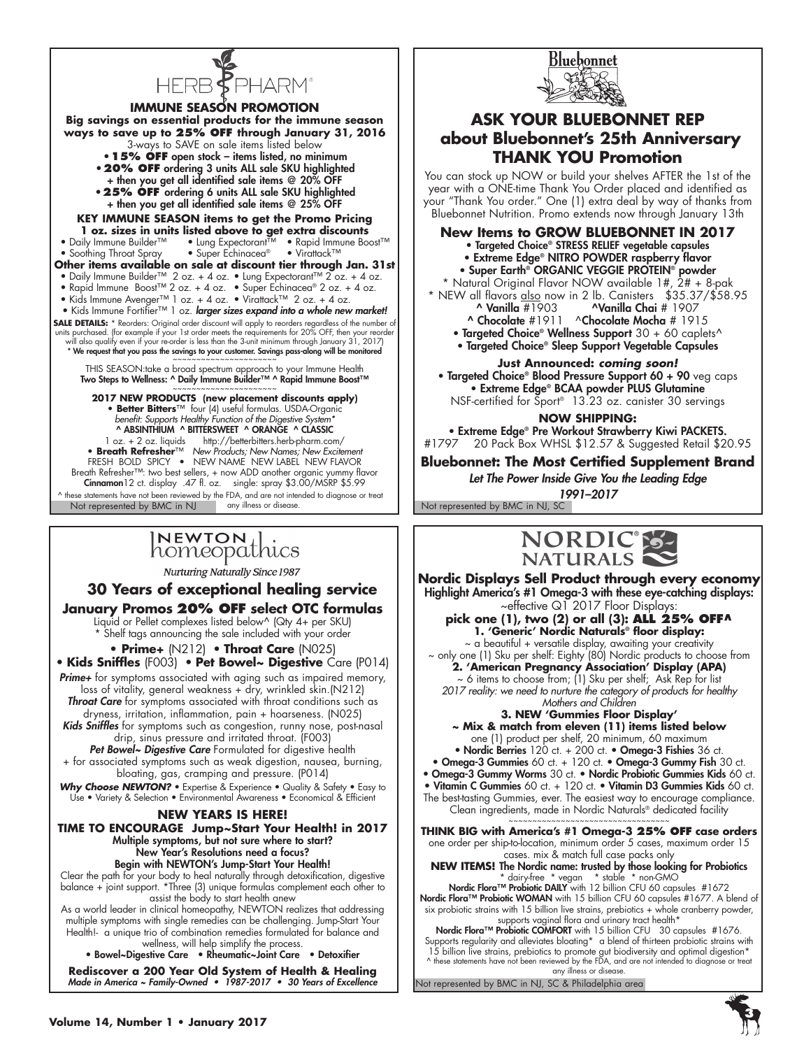# HERB PHARM

## IMMUNE SEASON PROMOTION

**Big savings on essential products for the immune season ways to save up to 25% OFF through January 31, 2016**

3-ways to SAVE on sale items listed below

- **15% OFF** open stock – items listed, no minimum
- **20% OFF** ordering 3 units ALL sale SKU highlighted + then you get all identified sale items @ 20% OFF
- **25% OFF** ordering 6 units ALL sale SKU highlighted + then you get all identified sale items @ 25% OFF

**KEY IMMUNE SEASON items to get the Promo Pricing 1 oz. sizes in units listed above to get extra discounts**

- Daily Immune Builder™ • Lung Expectorant™ • Rapid Immune Boost™
- Soothing Throat Spray • Super Echinacea® • Virattack™

**Other items available on sale at discount tier through Jan. 31st**

- Daily Immune Builder™ 2 oz. + 4 oz. • Lung Expectorant™ 2 oz. + 4 oz.
- Rapid Immune Boost™ 2 oz. + 4 oz. • Super Echinacea® 2 oz. + 4 oz.
- Kids Immune Avenger™ 1 oz. + 4 oz. • Virattack™ 2 oz. + 4 oz.
- Kids Immune Fortifier™ 1 oz. ***larger sizes expand into a whole new market!***

**SALE DETAILS:** * Reorders: Original order discount will apply to reorders regardless of the number of units purchased. (for example if your 1st order meets the requirements for 20% OFF, then your reorder will also qualify even if your re-order is less than the 3-unit minimum through January 31, 2017)

**\* We request that you pass the savings to your customer. Savings pass-along will be monitored**

~~~~~~~~~~~~~~~~~~~~~

THIS SEASON:take a broad spectrum approach to your Immune Health
**Two Steps to Wellness: ^ Daily Immune Builder™ ^ Rapid Immune Boost™**

~~~~~~~~~~~~~~~~~~~~~

**2017 NEW PRODUCTS (new placement discounts apply)**

- **Better Bitters**™ four (4) useful formulas. USDA-Organic *benefit: Supports Healthy Function of the Digestive System**
  ^ ABSINTHIUM ^ BITTERSWEET ^ ORANGE ^ CLASSIC
  1 oz. + 2 oz. liquids http://betterbitters.herb-pharm.com/
- **Breath Refresher**™ *New Products; New Names; New Excitement*
  FRESH BOLD SPICY • NEW NAME NEW LABEL NEW FLAVOR
  Breath Refresher™: two best sellers, + now ADD another organic yummy flavor
  **Cinnamon**12 ct. display .47 fl. oz. single: spray $3.00/MSRP $5.99

^ these statements have not been reviewed by the FDA, and are not intended to diagnose or treat any illness or disease.

Not represented by BMC in NJ

---

# Bluebonnet

## ASK YOUR BLUEBONNET REP about Bluebonnet's 25th Anniversary THANK YOU Promotion

You can stock up NOW or build your shelves AFTER the 1st of the year with a ONE-time Thank You Order placed and identified as your "Thank You order." One (1) extra deal by way of thanks from Bluebonnet Nutrition. Promo extends now through January 13th

**New Items to GROW BLUEBONNET IN 2017**

- Targeted Choice® STRESS RELIEF vegetable capsules
- Extreme Edge® NITRO POWDER raspberry flavor
- Super Earth® ORGANIC VEGGIE PROTEIN® powder

\* Natural Original Flavor NOW available 1#, 2# + 8-pak
\* NEW all flavors also now in 2 lb. Canisters $35.37/$58.95
**^ Vanilla** #1903 **^Vanilla Chai** # 1907
**^ Chocolate** #1911 **^Chocolate Mocha** # 1915

- Targeted Choice® Wellness Support 30 + 60 caplets^
- Targeted Choice® Sleep Support Vegetable Capsules

**Just Announced: *coming soon!***

- Targeted Choice® Blood Pressure Support 60 + 90 veg caps
- Extreme Edge® BCAA powder PLUS Glutamine

NSF-certified for Sport® 13.23 oz. canister 30 servings

**NOW SHIPPING:**

- Extreme Edge® Pre Workout Strawberry Kiwi PACKETS.

#1797 20 Pack Box WHSL $12.57 & Suggested Retail $20.95

**Bluebonnet: The Most Certified Supplement Brand**

*Let The Power Inside Give You the Leading Edge*

*1991–2017*

Not represented by BMC in NJ, SC

---

# NEWTON homeopathics

*Nurturing Naturally Since 1987*

## 30 Years of exceptional healing service

**January Promos 20% OFF select OTC formulas**

Liquid or Pellet complexes listed below^ (Qty 4+ per SKU)
\* Shelf tags announcing the sale included with your order

- **Prime+** (N212) • **Throat Care** (N025)
- **Kids Sniffles** (F003) • **Pet Bowel~ Digestive** Care (P014)

***Prime+*** for symptoms associated with aging such as impaired memory, loss of vitality, general weakness + dry, wrinkled skin.(N212)

***Throat Care*** for symptoms associated with throat conditions such as dryness, irritation, inflammation, pain + hoarseness. (N025)

***Kids Sniffles*** for symptoms such as congestion, runny nose, post-nasal drip, sinus pressure and irritated throat. (F003)

***Pet Bowel~ Digestive Care*** Formulated for digestive health + for associated symptoms such as weak digestion, nausea, burning, bloating, gas, cramping and pressure. (P014)

***Why Choose NEWTON?*** • Expertise & Experience • Quality & Safety • Easy to Use • Variety & Selection • Environmental Awareness • Economical & Efficient

**NEW YEARS IS HERE!**

**TIME TO ENCOURAGE Jump~Start Your Health! in 2017**

**Multiple symptoms, but not sure where to start?**
**New Year's Resolutions need a focus?**
**Begin with NEWTON's Jump-Start Your Health!**

Clear the path for your body to heal naturally through detoxification, digestive balance + joint support. *Three (3) unique formulas complement each other to assist the body to start health anew

As a world leader in clinical homeopathy, NEWTON realizes that addressing multiple symptoms with single remedies can be challenging. Jump-Start Your Health!- a unique trio of combination remedies formulated for balance and wellness, will help simplify the process.

- Bowel~Digestive Care • Rheumatic~Joint Care • Detoxifier

**Rediscover a 200 Year Old System of Health & Healing**
*Made in America ~ Family-Owned • 1987-2017 • 30 Years of Excellence*

---

# NORDIC NATURALS

**Nordic Displays Sell Product through every economy**
**Highlight America's #1 Omega-3 with these eye-catching displays:**
~effective Q1 2017 Floor Displays:

**pick one (1), two (2) or all (3): ALL 25% OFF^**

**1. 'Generic' Nordic Naturals® floor display:**
~ a beautiful + versatile display, awaiting your creativity
~ only one (1) Sku per shelf: Eighty (80) Nordic products to choose from

**2. 'American Pregnancy Association' Display (APA)**
~ 6 items to choose from; (1) Sku per shelf; Ask Rep for list
*2017 reality: we need to nurture the category of products for healthy Mothers and Children*

**3. NEW 'Gummies Floor Display'**
**~ Mix & match from eleven (11) items listed below**
one (1) product per shelf, 20 minimum, 60 maximum

- **Nordic Berries** 120 ct. + 200 ct. • **Omega-3 Fishies** 36 ct.
- **Omega-3 Gummies** 60 ct. + 120 ct. • **Omega-3 Gummy Fish** 30 ct.
- **Omega-3 Gummy Worms** 30 ct. • **Nordic Probiotic Gummies Kids** 60 ct.
- **Vitamin C Gummies** 60 ct. + 120 ct. • **Vitamin D3 Gummies Kids** 60 ct.

The best-tasting Gummies, ever. The easiest way to encourage compliance. Clean ingredients, made in Nordic Naturals® dedicated facility

~~~~~~~~~~~~~~~~~~~~~~~~~~~~~~~

**THINK BIG with America's #1 Omega-3 25% OFF case orders**
one order per ship-to-location, minimum order 5 cases, maximum order 15 cases. mix & match full case packs only

**NEW ITEMS! The Nordic name: trusted by those looking for Probiotics**
\* dairy-free \* vegan \* stable \* non-GMO

**Nordic Flora™ Probiotic DAILY** with 12 billion CFU 60 capsules #1672

**Nordic Flora™ Probiotic WOMAN** with 15 billion CFU 60 capsules #1677. A blend of six probiotic strains with 15 billion live strains, prebiotics + whole cranberry powder, supports vaginal flora and urinary tract health*

**Nordic Flora™ Probiotic COMFORT** with 15 billion CFU 30 capsules #1676. Supports regularity and alleviates bloating* a blend of thirteen probiotic strains with 15 billion live strains, prebiotics to promote gut biodiversity and optimal digestion*

^ these statements have not been reviewed by the FDA, and are not intended to diagnose or treat any illness or disease.

Not represented by BMC in NJ, SC & Philadelphia area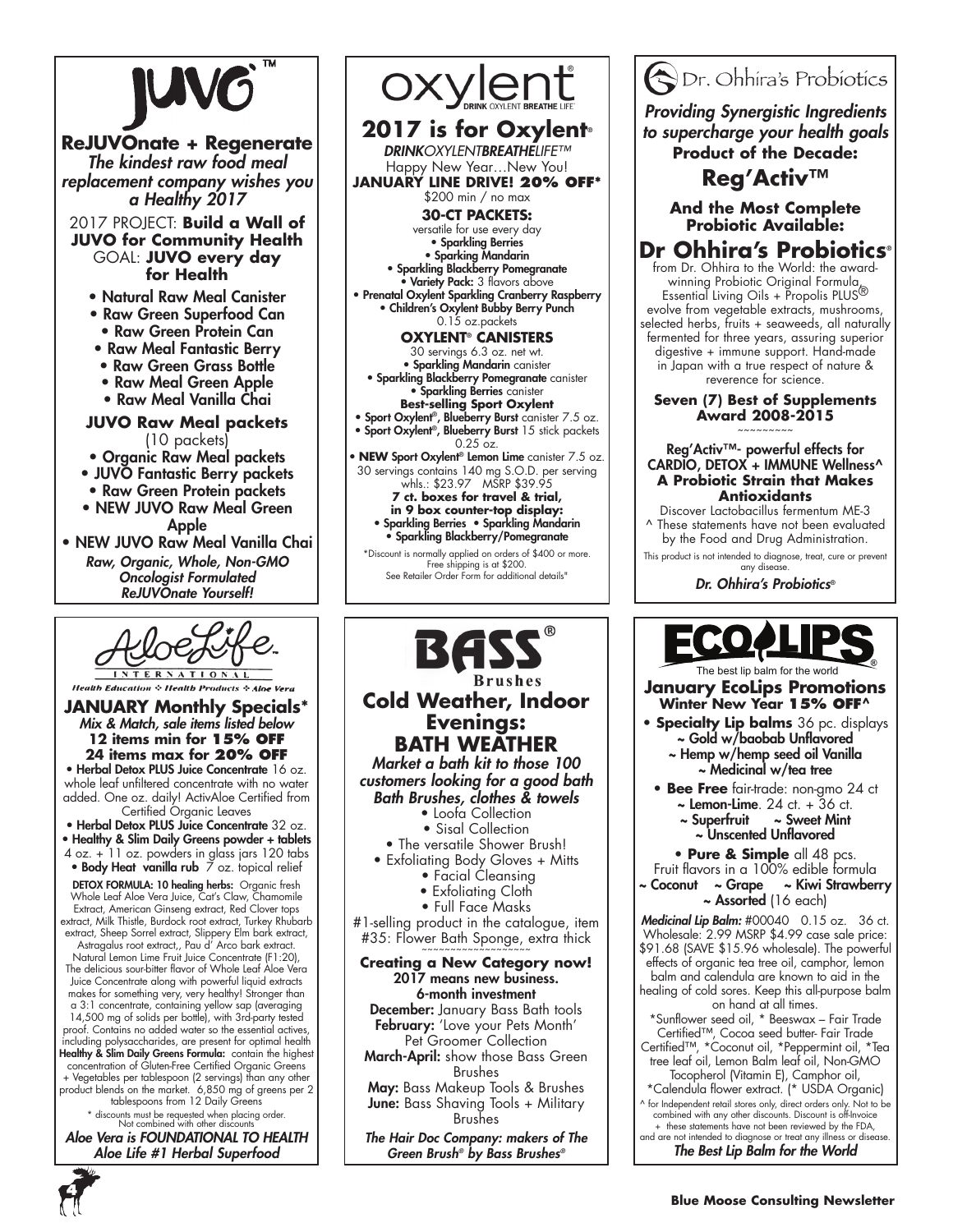# JUVO™

## ReJUVOnate + Regenerate

*The kindest raw food meal replacement company wishes you a Healthy 2017*

2017 PROJECT: **Build a Wall of JUVO for Community Health**
GOAL: **JUVO every day for Health**

- Natural Raw Meal Canister
- Raw Green Superfood Can
- Raw Green Protein Can
- Raw Meal Fantastic Berry
- Raw Green Grass Bottle
- Raw Meal Green Apple
- Raw Meal Vanilla Chai

**JUVO Raw Meal packets**
(10 packets)

- Organic Raw Meal packets
- JUVO Fantastic Berry packets
- Raw Green Protein packets
- NEW JUVO Raw Meal Green Apple
- NEW JUVO Raw Meal Vanilla Chai

*Raw, Organic, Whole, Non-GMO*
*Oncologist Formulated*
*ReJUVOnate Yourself!*

---

# oxylent®

DRINK OXYLENT BREATHE LIFE

## 2017 is for Oxylent®

*DRINKOXYLENTBREATHELIFE™*
Happy New Year…New You!
**JANUARY LINE DRIVE! 20% OFF***
$200 min / no max

**30-CT PACKETS:**
versatile for use every day

- **Sparkling Berries**
- **Sparking Mandarin**
- **Sparkling Blackberry Pomegranate**
- **Variety Pack:** 3 flavors above
- **Prenatal Oxylent Sparkling Cranberry Raspberry**
- **Children's Oxylent Bubby Berry Punch**

0.15 oz.packets

**OXYLENT® CANISTERS**
30 servings 6.3 oz. net wt.

- **Sparkling Mandarin** canister
- **Sparkling Blackberry Pomegranate** canister
- **Sparkling Berries** canister

**Best-selling Sport Oxylent**

- **Sport Oxylent®, Blueberry Burst** canister 7.5 oz.
- **Sport Oxylent®, Blueberry Burst** 15 stick packets 0.25 oz.
- **NEW Sport Oxylent® Lemon Lime** canister 7.5 oz.

30 servings contains 140 mg S.O.D. per serving
whls.: $23.97 MSRP $39.95

**7 ct. boxes for travel & trial, in 9 box counter-top display:**

- **Sparkling Berries** • **Sparkling Mandarin**
- **Sparkling Blackberry/Pomegranate**

*Discount is normally applied on orders of $400 or more. Free shipping is at $200. See Retailer Order Form for additional details"

---

# Dr. Ohhira's Probiotics

*Providing Synergistic Ingredients to supercharge your health goals*

**Product of the Decade:**

## Reg'Activ™

**And the Most Complete Probiotic Available:**

## Dr Ohhira's Probiotics®

from Dr. Ohhira to the World: the award-winning Probiotic Original Formula, Essential Living Oils + Propolis PLUS® evolve from vegetable extracts, mushrooms, selected herbs, fruits + seaweeds, all naturally fermented for three years, assuring superior digestive + immune support. Hand-made in Japan with a true respect of nature & reverence for science.

**Seven (7) Best of Supplements Award 2008-2015**

~~~~~~~~~

**Reg'Activ™- powerful effects for CARDIO, DETOX + IMMUNE Wellness^**
**A Probiotic Strain that Makes Antioxidants**

Discover Lactobacillus fermentum ME-3

^ These statements have not been evaluated by the Food and Drug Administration.

This product is not intended to diagnose, treat, cure or prevent any disease.

*Dr. Ohhira's Probiotics®*

---

# AloeLife™ INTERNATIONAL

*Health Education ❖ Health Products ❖ Aloe Vera*

## JANUARY Monthly Specials*

*Mix & Match, sale items listed below*
**12 items min for 15% OFF**
**24 items max for 20% OFF**

- **Herbal Detox PLUS Juice Concentrate** 16 oz. whole leaf unfiltered concentrate with no water added. One oz. daily! ActivAloe Certified from Certified Organic Leaves
- **Herbal Detox PLUS Juice Concentrate** 32 oz.
- **Healthy & Slim Daily Greens powder + tablets** 4 oz. + 11 oz. powders in glass jars 120 tabs
- **Body Heat vanilla rub** 7 oz. topical relief

**DETOX FORMULA: 10 healing herbs:** Organic fresh Whole Leaf Aloe Vera Juice, Cat's Claw, Chamomile Extract, American Ginseng extract, Red Clover tops extract, Milk Thistle, Burdock root extract, Turkey Rhubarb extract, Sheep Sorrel extract, Slippery Elm bark extract, Astragalus root extract,, Pau d' Arco bark extract. Natural Lemon Lime Fruit Juice Concentrate (F1:20), The delicious sour-bitter flavor of Whole Leaf Aloe Vera Juice Concentrate along with powerful liquid extracts makes for something very, very healthy! Stronger than a 3:1 concentrate, containing yellow sap (averaging 14,500 mg of solids per bottle), with 3rd-party tested proof. Contains no added water so the essential actives, including polysaccharides, are present for optimal health

**Healthy & Slim Daily Greens Formula:** contain the highest concentration of Gluten-Free Certified Organic Greens + Vegetables per tablespoon (2 servings) than any other product blends on the market. 6,850 mg of greens per 2 tablespoons from 12 Daily Greens

* discounts must be requested when placing order. Not combined with other discounts

*Aloe Vera is FOUNDATIONAL TO HEALTH*
*Aloe Life #1 Herbal Superfood*

---

# BASS® Brushes

## Cold Weather, Indoor Evenings: BATH WEATHER

*Market a bath kit to those 100 customers looking for a good bath Bath Brushes, clothes & towels*

- Loofa Collection
- Sisal Collection
- The versatile Shower Brush!
- Exfoliating Body Gloves + Mitts
- Facial Cleansing
- Exfoliating Cloth
- Full Face Masks

#1-selling product in the catalogue, item #35: Flower Bath Sponge, extra thick

~~~~~~~~~~~~~~~~~~~

**Creating a New Category now!**
**2017 means new business.**
**6-month investment**

**December:** January Bass Bath tools
**February:** 'Love your Pets Month' Pet Groomer Collection
**March-April:** show those Bass Green Brushes
**May:** Bass Makeup Tools & Brushes
**June:** Bass Shaving Tools + Military Brushes

*The Hair Doc Company: makers of The Green Brush® by Bass Brushes®*

---

# ECOLIPS®

The best lip balm for the world

## January EcoLips Promotions

**Winter New Year 15% OFF^**

- **Specialty Lip balms** 36 pc. displays
  - ~ Gold w/baobab Unflavored
  - ~ Hemp w/hemp seed oil Vanilla
  - ~ Medicinal w/tea tree
- **Bee Free** fair-trade: non-gmo 24 ct
  - ~ Lemon-Lime. 24 ct. + 36 ct.
  - ~ Superfruit ~ Sweet Mint
  - ~ Unscented Unflavored
- **Pure & Simple** all 48 pcs.
  Fruit flavors in a 100% edible formula
  ~ Coconut ~ Grape ~ Kiwi Strawberry ~ Assorted (16 each)

***Medicinal Lip Balm:*** #00040 0.15 oz. 36 ct. Wholesale: 2.99 MSRP $4.99 case sale price: $91.68 (SAVE $15.96 wholesale). The powerful effects of organic tea tree oil, camphor, lemon balm and calendula are known to aid in the healing of cold sores. Keep this all-purpose balm on hand at all times.

*Sunflower seed oil, * Beeswax – Fair Trade Certified™, Cocoa seed butter- Fair Trade Certified™, *Coconut oil, *Peppermint oil, *Tea tree leaf oil, Lemon Balm leaf oil, Non-GMO Tocopherol (Vitamin E), Camphor oil, *Calendula flower extract. (* USDA Organic)

^ for Independent retail stores only, direct orders only. Not to be combined with any other discounts. Discount is off-Invoice
+ these statements have not been reviewed by the FDA, and are not intended to diagnose or treat any illness or disease.

*The Best Lip Balm for the World*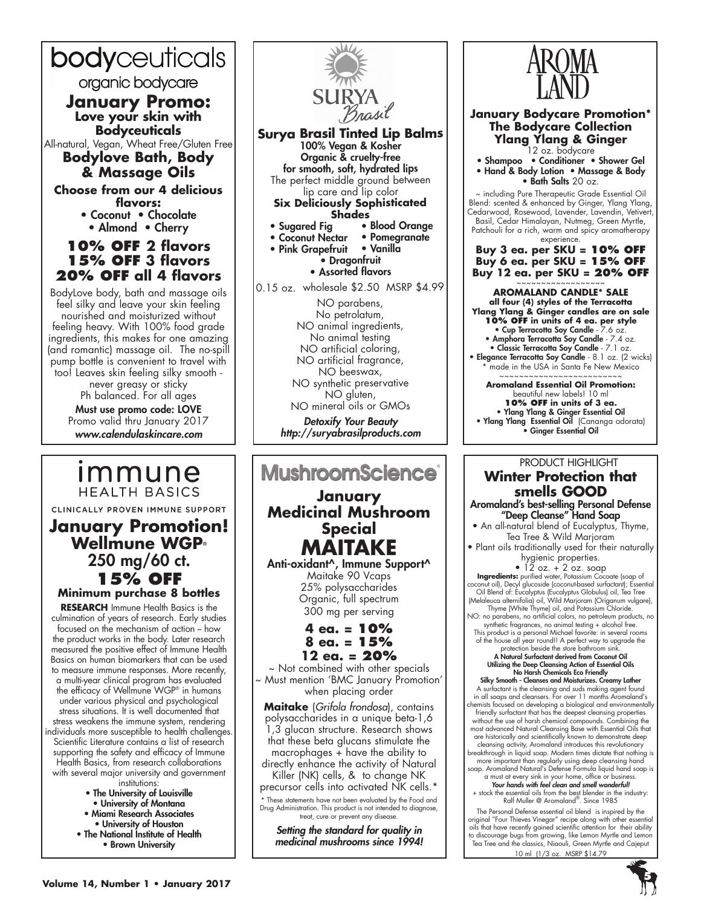# bodyceuticals

organic bodycare

## January Promo:

### Love your skin with Bodyceuticals

All-natural, Vegan, Wheat Free/Gluten Free

### Bodylove Bath, Body & Massage Oils

**Choose from our 4 delicious flavors:**

- Coconut
- Chocolate
- Almond
- Cherry

**10% OFF 2 flavors**
**15% OFF 3 flavors**
**20% OFF all 4 flavors**

BodyLove body, bath and massage oils feel silky and leave your skin feeling nourished and moisturized without feeling heavy. With 100% food grade ingredients, this makes for one amazing (and romantic) massage oil. The no-spill pump bottle is convenient to travel with too! Leaves skin feeling silky smooth - never greasy or sticky Ph balanced. For all ages

**Must use promo code: LOVE**

Promo valid thru January 2017

*www.calendulaskincare.com*

---

# SURYA Brasil

### Surya Brasil Tinted Lip Balms

**100% Vegan & Kosher**
**Organic & cruelty-free for smooth, soft, hydrated lips**

The perfect middle ground between lip care and lip color

**Six Deliciously Sophisticated Shades**

- Sugared Fig
- Blood Orange
- Coconut Nectar
- Pomegranate
- Pink Grapefruit
- Vanilla
- Dragonfruit
- Assorted flavors

0.15 oz. wholesale $2.50 MSRP $4.99

NO parabens,
No petrolatum,
NO animal ingredients,
No animal testing
NO artificial coloring,
NO artificial fragrance,
NO beeswax,
NO synthetic preservative
NO gluten,
NO mineral oils or GMOs

***Detoxify Your Beauty***
***http://suryabrasilproducts.com***

---

# AROMA LAND

### January Bodycare Promotion*

### The Bodycare Collection Ylang Ylang & Ginger

12 oz. bodycare

- Shampoo
- Conditioner
- Shower Gel
- Hand & Body Lotion
- Massage & Body
- Bath Salts 20 oz.

~ including Pure Therapeutic Grade Essential Oil Blend: scented & enhanced by Ginger, Ylang Ylang, Cedarwood, Rosewood, Lavender, Lavendin, Vetivert, Basil, Cedar Himalayan, Nutmeg, Green Myrtle, Patchouli for a rich, warm and spicy aromatherapy experience.

**Buy 3 ea. per SKU = 10% OFF**
**Buy 6 ea. per SKU = 15% OFF**
**Buy 12 ea. per SKU = 20% OFF**

~~~~~~~~~~~~~~~~~

**AROMALAND CANDLE* SALE**
**all four (4) styles of the Terracotta Ylang Ylang & Ginger candles are on sale**
**10% OFF in units of 4 ea. per style**

- **Cup Terracotta Soy Candle** - 7.6 oz.
- **Amphora Terracotta Soy Candle** - 7.4 oz.
- **Classic Terracotta Soy Candle** - 7.1 oz.
- **Elegance Terracotta Soy Candle** - 8.1 oz. (2 wicks)

\* made in the USA in Santa Fe New Mexico

~~~~~~~~~~~~~~~~~~~~~~~~

**Aromaland Essential Oil Promotion:**

beautiful new labels! 10 ml

**10% OFF in units of 3 ea.**

- **Ylang Ylang & Ginger Essential Oil**
- **Ylang Ylang Essential Oil** (Cananga odorata)
- **Ginger Essential Oil**

---

# immune HEALTH BASICS

CLINICALLY PROVEN IMMUNE SUPPORT

## January Promotion!

### Wellmune WGP®

### 250 mg/60 ct.

## 15% OFF

**Minimum purchase 8 bottles**

**RESEARCH** Immune Health Basics is the culmination of years of research. Early studies focused on the mechanism of action – how the product works in the body. Later research measured the positive effect of Immune Health Basics on human biomarkers that can be used to measure immune responses. More recently, a multi-year clinical program has evaluated the efficacy of Wellmune WGP® in humans under various physical and psychological stress situations. It is well documented that stress weakens the immune system, rendering individuals more susceptible to health challenges. Scientific Literature contains a list of research supporting the safety and efficacy of Immune Health Basics, from research collaborations with several major university and government institutions:

- **The University of Louisville**
- **University of Montana**
- **Miami Research Associates**
- **University of Houston**
- **The National Institute of Health**
- **Brown University**

---

# MushroomScience®

## January Medicinal Mushroom Special

# MAITAKE

**Anti-oxidant^, Immune Support^**

Maitake 90 Vcaps
25% polysaccharides
Organic, full spectrum
300 mg per serving

**4 ea. = 10%**
**8 ea. = 15%**
**12 ea. = 20%**

~ Not combined with other specials
~ Must mention 'BMC January Promotion' when placing order

**Maitake** (*Grifola frondosa*), contains polysaccharides in a unique beta-1,6 1,3 glucan structure. Research shows that these beta glucans stimulate the macrophages + have the ability to directly enhance the activity of Natural Killer (NK) cells, & to change NK precursor cells into activated NK cells.*

\* These statements have not been evaluated by the Food and Drug Administration. This product is not intended to diagnose, treat, cure or prevent any disease.

***Setting the standard for quality in medicinal mushrooms since 1994!***

---

PRODUCT HIGHLIGHT

## Winter Protection that smells GOOD

**Aromaland's best-selling Personal Defense "Deep Cleanse" Hand Soap**

- An all-natural blend of Eucalyptus, Thyme, Tea Tree & Wild Marjoram
- Plant oils traditionally used for their naturally hygienic properties.
- 12 oz. + 2 oz. soap

**Ingredients:** purified water, Potassium Cocoate (soap of coconut oil), Decyl glucoside (coconut-based surfactant); Essential Oil Blend of: Eucalyptus (Eucalyptus Globulus) oil, Tea Tree (Melaleuca alternifolia) oil, Wild Marjoram (Origanum vulgare), Thyme (White Thyme) oil, and Potassium Chloride.
NO: no parabens, no artificial colors, no petroleum products, no synthetic fragrances, no animal testing + alcohol free.
This product is a personal Michael favorite: in several rooms of the house all year round!! A perfect way to upgrade the protection beside the store bathroom sink.

**A Natural Surfactant derived from Coconut Oil**
**Utilizing the Deep Cleansing Action of Essential Oils**
**No Harsh Chemicals Eco Friendly**
**Silky Smooth - Cleanses and Moisturizes. Creamy Lather**

A surfactant is the cleansing and suds making agent found in all soaps and cleansers. For over 11 months Aromaland's chemists focused on developing a biological and environmentally friendly surfactant that has the deepest cleansing properties without the use of harsh chemical compounds. Combining the most advanced Natural Cleansing Base with Essential Oils that are historically and scientifically known to demonstrate deep cleansing activity, Aromaland introduces this revolutionary breakthrough in liquid soap. Modern times dictate that nothing is more important than regularly using deep cleansing hand soap. Aromaland Natural's Defense Formula liquid hand soap is a must at every sink in your home, office or business.

***Your hands with feel clean and smell wonderful!***

+ stock the essential oils from the best blender in the industry: Ralf Muller @ Aromaland®. Since 1985

The Personal Defense essential oil blend is inspired by the original "Four Thieves Vinegar" recipe along with other essential oils that have recently gained scientific attention for their ability to discourage bugs from growing, like Lemon Myrtle and Lemon Tea Tree and the classics, Niaouli, Green Myrtle and Cajeput

10 ml (1/3 oz. MSRP $14.79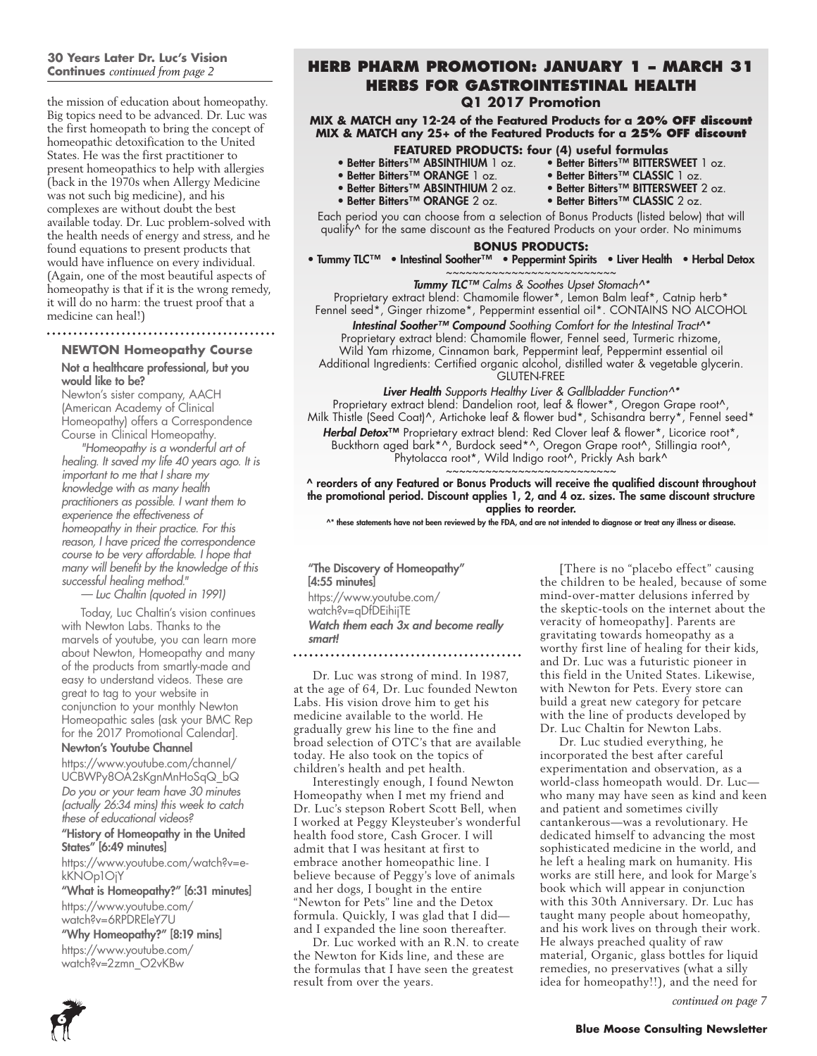**30 Years Later Dr. Luc's Vision Continues** *continued from page 2*

the mission of education about homeopathy. Big topics need to be advanced. Dr. Luc was the first homeopath to bring the concept of homeopathic detoxification to the United States. He was the first practitioner to present homeopathics to help with allergies (back in the 1970s when Allergy Medicine was not such big medicine), and his complexes are without doubt the best available today. Dr. Luc problem-solved with the health needs of energy and stress, and he found equations to present products that would have influence on every individual. (Again, one of the most beautiful aspects of homeopathy is that if it is the wrong remedy, it will do no harm: the truest proof that a medicine can heal!)

### NEWTON Homeopathy Course

**Not a healthcare professional, but you would like to be?**

Newton's sister company, AACH (American Academy of Clinical Homeopathy) offers a Correspondence Course in Clinical Homeopathy.

*"Homeopathy is a wonderful art of healing. It saved my life 40 years ago. It is important to me that I share my knowledge with as many health practitioners as possible. I want them to experience the effectiveness of homeopathy in their practice. For this reason, I have priced the correspondence course to be very affordable. I hope that many will benefit by the knowledge of this successful healing method."*

*— Luc Chaltin (quoted in 1991)*

Today, Luc Chaltin's vision continues with Newton Labs. Thanks to the marvels of youtube, you can learn more about Newton, Homeopathy and many of the products from smartly-made and easy to understand videos. These are great to tag to your website in conjunction to your monthly Newton Homeopathic sales (ask your BMC Rep for the 2017 Promotional Calendar].

**Newton's Youtube Channel**

https://www.youtube.com/channel/UCBWPy8OA2sKgnMnHoSqQ_bQ

*Do you or your team have 30 minutes (actually 26:34 mins) this week to catch these of educational videos?*

**"History of Homeopathy in the United States" [6:49 minutes]**

https://www.youtube.com/watch?v=e-kKNOp1OjY

**"What is Homeopathy?" [6:31 minutes]**

https://www.youtube.com/watch?v=6RPDREleY7U

**"Why Homeopathy?" [8:19 mins]**

https://www.youtube.com/watch?v=2zmn_O2vKBw

**"The Discovery of Homeopathy" [4:55 minutes]**

https://www.youtube.com/watch?v=qDfDEihijTE

***Watch them each 3x and become really smart!***

Dr. Luc was strong of mind. In 1987, at the age of 64, Dr. Luc founded Newton Labs. His vision drove him to get his medicine available to the world. He gradually grew his line to the fine and broad selection of OTC's that are available today. He also took on the topics of children's health and pet health.

Interestingly enough, I found Newton Homeopathy when I met my friend and Dr. Luc's stepson Robert Scott Bell, when I worked at Peggy Kleysteuber's wonderful health food store, Cash Grocer. I will admit that I was hesitant at first to embrace another homeopathic line. I believe because of Peggy's love of animals and her dogs, I bought in the entire "Newton for Pets" line and the Detox formula. Quickly, I was glad that I did—and I expanded the line soon thereafter.

Dr. Luc worked with an R.N. to create the Newton for Kids line, and these are the formulas that I have seen the greatest result from over the years.

[There is no "placebo effect" causing the children to be healed, because of some mind-over-matter delusions inferred by the skeptic-tools on the internet about the veracity of homeopathy]. Parents are gravitating towards homeopathy as a worthy first line of healing for their kids, and Dr. Luc was a futuristic pioneer in this field in the United States. Likewise, with Newton for Pets. Every store can build a great new category for petcare with the line of products developed by Dr. Luc Chaltin for Newton Labs.

Dr. Luc studied everything, he incorporated the best after careful experimentation and observation, as a world-class homeopath would. Dr. Luc—who many may have seen as kind and keen and patient and sometimes civilly cantankerous—was a revolutionary. He dedicated himself to advancing the most sophisticated medicine in the world, and he left a healing mark on humanity. His works are still here, and look for Marge's book which will appear in conjunction with this 30th Anniversary. Dr. Luc has taught many people about homeopathy, and his work lives on through their work. He always preached quality of raw material, Organic, glass bottles for liquid remedies, no preservatives (what a silly idea for homeopathy!!), and the need for

*continued on page 7*

## HERB PHARM PROMOTION: JANUARY 1 – MARCH 31
## HERBS FOR GASTROINTESTINAL HEALTH
### Q1 2017 Promotion

**MIX & MATCH any 12-24 of the Featured Products for a 20% OFF discount**
**MIX & MATCH any 25+ of the Featured Products for a 25% OFF discount**

**FEATURED PRODUCTS: four (4) useful formulas**

- **Better Bitters™ ABSINTHIUM** 1 oz.
- **Better Bitters™ ORANGE** 1 oz.
- **Better Bitters™ ABSINTHIUM** 2 oz.
- **Better Bitters™ ORANGE** 2 oz.
- **Better Bitters™ BITTERSWEET** 1 oz.
- **Better Bitters™ CLASSIC** 1 oz.
- **Better Bitters™ BITTERSWEET** 2 oz.
- **Better Bitters™ CLASSIC** 2 oz.

Each period you can choose from a selection of Bonus Products (listed below) that will qualify^ for the same discount as the Featured Products on your order. No minimums

**BONUS PRODUCTS:**

- **Tummy TLC™** • **Intestinal Soother™** • **Peppermint Spirits** • **Liver Health** • **Herbal Detox**

~~~~~~~~~~~~~~~~~~~~~~~~~~

***Tummy TLC™*** *Calms & Soothes Upset Stomach^\**
Proprietary extract blend: Chamomile flower\*, Lemon Balm leaf\*, Catnip herb\* Fennel seed\*, Ginger rhizome\*, Peppermint essential oil\*. CONTAINS NO ALCOHOL

***Intestinal Soother™ Compound*** *Soothing Comfort for the Intestinal Tract^\**
Proprietary extract blend: Chamomile flower, Fennel seed, Turmeric rhizome, Wild Yam rhizome, Cinnamon bark, Peppermint leaf, Peppermint essential oil
Additional Ingredients: Certified organic alcohol, distilled water & vegetable glycerin. GLUTEN-FREE

***Liver Health*** *Supports Healthy Liver & Gallbladder Function^\**
Proprietary extract blend: Dandelion root, leaf & flower\*, Oregon Grape root^, Milk Thistle (Seed Coat)^, Artichoke leaf & flower bud\*, Schisandra berry\*, Fennel seed\*

***Herbal Detox™*** Proprietary extract blend: Red Clover leaf & flower\*, Licorice root\*, Buckthorn aged bark\*^, Burdock seed\*^, Oregon Grape root^, Stillingia root^, Phytolacca root\*, Wild Indigo root^, Prickly Ash bark^

~~~~~~~~~~~~~~~~~~~~~~~~~~

**^ reorders of any Featured or Bonus Products will receive the qualified discount throughout the promotional period. Discount applies 1, 2, and 4 oz. sizes. The same discount structure applies to reorder.**

^\* these statements have not been reviewed by the FDA, and are not intended to diagnose or treat any illness or disease.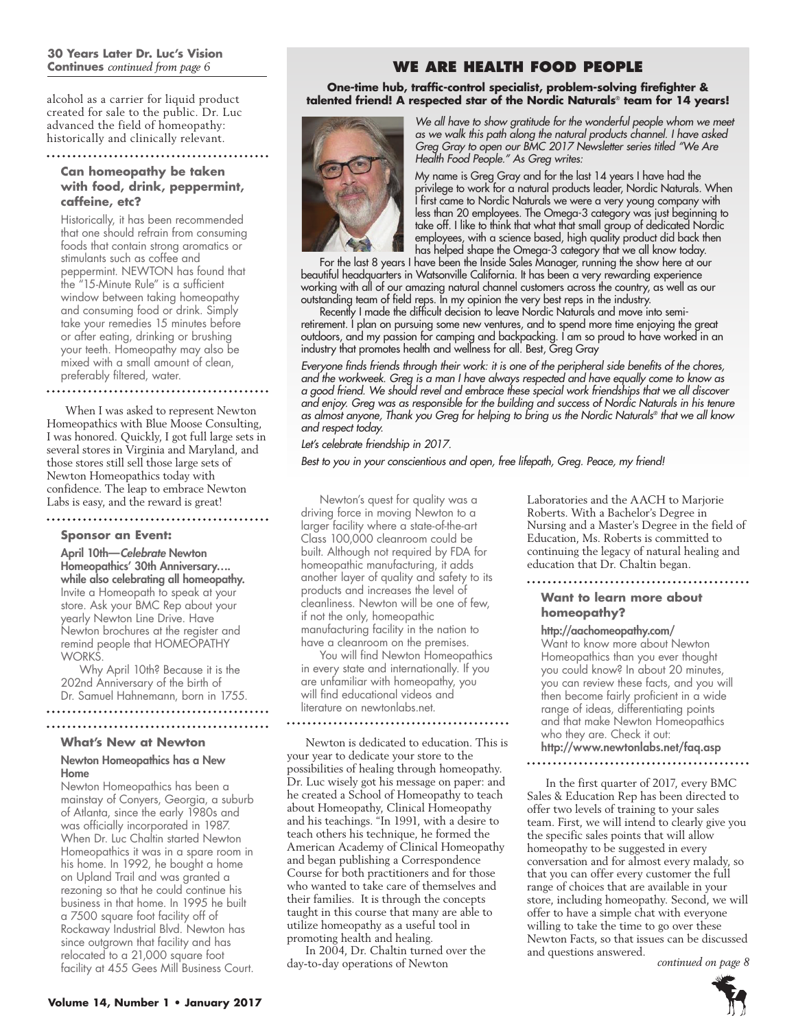**30 Years Later Dr. Luc's Vision Continues** *continued from page 6*

alcohol as a carrier for liquid product created for sale to the public. Dr. Luc advanced the field of homeopathy: historically and clinically relevant.

### Can homeopathy be taken with food, drink, peppermint, caffeine, etc?

Historically, it has been recommended that one should refrain from consuming foods that contain strong aromatics or stimulants such as coffee and peppermint. NEWTON has found that the "15-Minute Rule" is a sufficient window between taking homeopathy and consuming food or drink. Simply take your remedies 15 minutes before or after eating, drinking or brushing your teeth. Homeopathy may also be mixed with a small amount of clean, preferably filtered, water.

When I was asked to represent Newton Homeopathics with Blue Moose Consulting, I was honored. Quickly, I got full large sets in several stores in Virginia and Maryland, and those stores still sell those large sets of Newton Homeopathics today with confidence. The leap to embrace Newton Labs is easy, and the reward is great!

### Sponsor an Event:

**April 10th—*Celebrate* Newton Homeopathics' 30th Anniversary…. while also celebrating all homeopathy.** Invite a Homeopath to speak at your store. Ask your BMC Rep about your yearly Newton Line Drive. Have Newton brochures at the register and remind people that HOMEOPATHY WORKS.

Why April 10th? Because it is the 202nd Anniversary of the birth of Dr. Samuel Hahnemann, born in 1755.

### What's New at Newton

**Newton Homeopathics has a New Home**

Newton Homeopathics has been a mainstay of Conyers, Georgia, a suburb of Atlanta, since the early 1980s and was officially incorporated in 1987. When Dr. Luc Chaltin started Newton Homeopathics it was in a spare room in his home. In 1992, he bought a home on Upland Trail and was granted a rezoning so that he could continue his business in that home. In 1995 he built a 7500 square foot facility off of Rockaway Industrial Blvd. Newton has since outgrown that facility and has relocated to a 21,000 square foot facility at 455 Gees Mill Business Court.

## WE ARE HEALTH FOOD PEOPLE

**One-time hub, traffic-control specialist, problem-solving firefighter & talented friend! A respected star of the Nordic Naturals® team for 14 years!**

*We all have to show gratitude for the wonderful people whom we meet as we walk this path along the natural products channel. I have asked Greg Gray to open our BMC 2017 Newsletter series titled "We Are Health Food People." As Greg writes:*

My name is Greg Gray and for the last 14 years I have had the privilege to work for a natural products leader, Nordic Naturals. When I first came to Nordic Naturals we were a very young company with less than 20 employees. The Omega-3 category was just beginning to take off. I like to think that what that small group of dedicated Nordic employees, with a science based, high quality product did back then has helped shape the Omega-3 category that we all know today.

For the last 8 years I have been the Inside Sales Manager, running the show here at our beautiful headquarters in Watsonville California. It has been a very rewarding experience working with all of our amazing natural channel customers across the country, as well as our outstanding team of field reps. In my opinion the very best reps in the industry.

Recently I made the difficult decision to leave Nordic Naturals and move into semi-retirement. I plan on pursuing some new ventures, and to spend more time enjoying the great outdoors, and my passion for camping and backpacking. I am so proud to have worked in an industry that promotes health and wellness for all. Best, Greg Gray

*Everyone finds friends through their work: it is one of the peripheral side benefits of the chores, and the workweek. Greg is a man I have always respected and have equally come to know as a good friend. We should revel and embrace these special work friendships that we all discover and enjoy. Greg was as responsible for the building and success of Nordic Naturals in his tenure as almost anyone, Thank you Greg for helping to bring us the Nordic Naturals® that we all know and respect today.*

*Let's celebrate friendship in 2017.*

*Best to you in your conscientious and open, free lifepath, Greg. Peace, my friend!*

Newton's quest for quality was a driving force in moving Newton to a larger facility where a state-of-the-art Class 100,000 cleanroom could be built. Although not required by FDA for homeopathic manufacturing, it adds another layer of quality and safety to its products and increases the level of cleanliness. Newton will be one of few, if not the only, homeopathic manufacturing facility in the nation to have a cleanroom on the premises.

You will find Newton Homeopathics in every state and internationally. If you are unfamiliar with homeopathy, you will find educational videos and literature on newtonlabs.net.

Newton is dedicated to education. This is your year to dedicate your store to the possibilities of healing through homeopathy. Dr. Luc wisely got his message on paper: and he created a School of Homeopathy to teach about Homeopathy, Clinical Homeopathy and his teachings. "In 1991, with a desire to teach others his technique, he formed the American Academy of Clinical Homeopathy and began publishing a Correspondence Course for both practitioners and for those who wanted to take care of themselves and their families. It is through the concepts taught in this course that many are able to utilize homeopathy as a useful tool in promoting health and healing.

In 2004, Dr. Chaltin turned over the day-to-day operations of Newton Laboratories and the AACH to Marjorie Roberts. With a Bachelor's Degree in Nursing and a Master's Degree in the field of Education, Ms. Roberts is committed to continuing the legacy of natural healing and education that Dr. Chaltin began.

### Want to learn more about homeopathy?

**http://aachomeopathy.com/**

Want to know more about Newton Homeopathics than you ever thought you could know? In about 20 minutes, you can review these facts, and you will then become fairly proficient in a wide range of ideas, differentiating points and that make Newton Homeopathics who they are. Check it out:
**http://www.newtonlabs.net/faq.asp**

In the first quarter of 2017, every BMC Sales & Education Rep has been directed to offer two levels of training to your sales team. First, we will intend to clearly give you the specific sales points that will allow homeopathy to be suggested in every conversation and for almost every malady, so that you can offer every customer the full range of choices that are available in your store, including homeopathy. Second, we will offer to have a simple chat with everyone willing to take the time to go over these Newton Facts, so that issues can be discussed and questions answered.

*continued on page 8*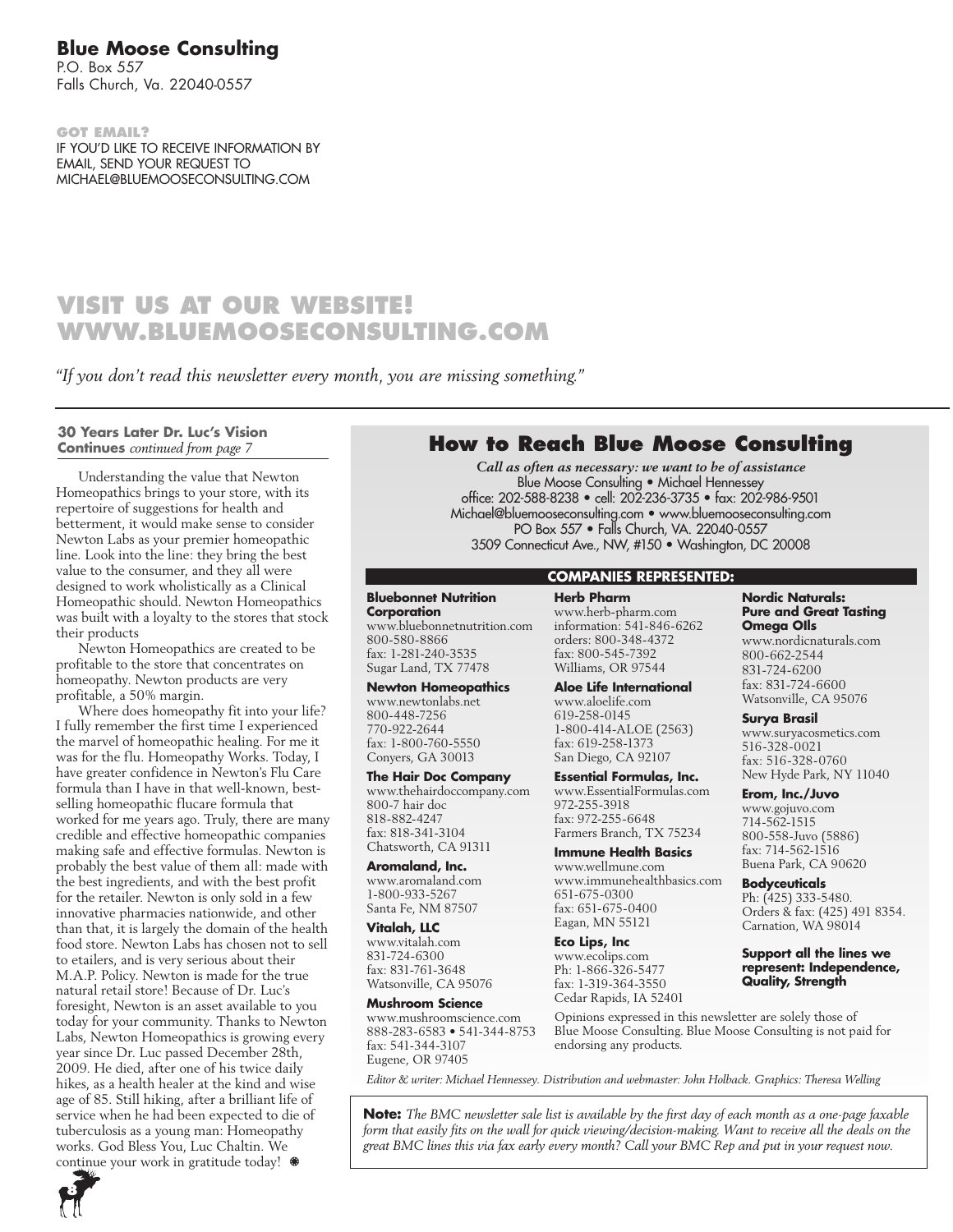**Blue Moose Consulting**
P.O. Box 557
Falls Church, Va. 22040-0557

**GOT EMAIL?**
IF YOU'D LIKE TO RECEIVE INFORMATION BY EMAIL, SEND YOUR REQUEST TO MICHAEL@BLUEMOOSECONSULTING.COM

## VISIT US AT OUR WEBSITE! WWW.BLUEMOOSECONSULTING.COM

*"If you don't read this newsletter every month, you are missing something."*

**30 Years Later Dr. Luc's Vision Continues** *continued from page 7*

Understanding the value that Newton Homeopathics brings to your store, with its repertoire of suggestions for health and betterment, it would make sense to consider Newton Labs as your premier homeopathic line. Look into the line: they bring the best value to the consumer, and they all were designed to work wholistically as a Clinical Homeopathic should. Newton Homeopathics was built with a loyalty to the stores that stock their products

Newton Homeopathics are created to be profitable to the store that concentrates on homeopathy. Newton products are very profitable, a 50% margin.

Where does homeopathy fit into your life? I fully remember the first time I experienced the marvel of homeopathic healing. For me it was for the flu. Homeopathy Works. Today, I have greater confidence in Newton's Flu Care formula than I have in that well-known, best-selling homeopathic flucare formula that worked for me years ago. Truly, there are many credible and effective homeopathic companies making safe and effective formulas. Newton is probably the best value of them all: made with the best ingredients, and with the best profit for the retailer. Newton is only sold in a few innovative pharmacies nationwide, and other than that, it is largely the domain of the health food store. Newton Labs has chosen not to sell to etailers, and is very serious about their M.A.P. Policy. Newton is made for the true natural retail store! Because of Dr. Luc's foresight, Newton is an asset available to you today for your community. Thanks to Newton Labs, Newton Homeopathics is growing every year since Dr. Luc passed December 28th, 2009. He died, after one of his twice daily hikes, as a health healer at the kind and wise age of 85. Still hiking, after a brilliant life of service when he had been expected to die of tuberculosis as a young man: Homeopathy works. God Bless You, Luc Chaltin. We continue your work in gratitude today! ❁

## How to Reach Blue Moose Consulting

***Call as often as necessary: we want to be of assistance***
Blue Moose Consulting • Michael Hennessey
office: 202-588-8238 • cell: 202-236-3735 • fax: 202-986-9501
Michael@bluemooseconsulting.com • www.bluemooseconsulting.com
PO Box 557 • Falls Church, VA. 22040-0557
3509 Connecticut Ave., NW, #150 • Washington, DC 20008

### COMPANIES REPRESENTED:

**Bluebonnet Nutrition Corporation**
www.bluebonnetnutrition.com
800-580-8866
fax: 1-281-240-3535
Sugar Land, TX 77478

**Newton Homeopathics**
www.newtonlabs.net
800-448-7256
770-922-2644
fax: 1-800-760-5550
Conyers, GA 30013

**The Hair Doc Company**
www.thehairdoccompany.com
800-7 hair doc
818-882-4247
fax: 818-341-3104
Chatsworth, CA 91311

**Aromaland, Inc.**
www.aromaland.com
1-800-933-5267
Santa Fe, NM 87507

**Vitalah, LLC**
www.vitalah.com
831-724-6300
fax: 831-761-3648
Watsonville, CA 95076

**Mushroom Science**
www.mushroomscience.com
888-283-6583 • 541-344-8753
fax: 541-344-3107
Eugene, OR 97405

**Herb Pharm**
www.herb-pharm.com
information: 541-846-6262
orders: 800-348-4372
fax: 800-545-7392
Williams, OR 97544

**Aloe Life International**
www.aloelife.com
619-258-0145
1-800-414-ALOE (2563)
fax: 619-258-1373
San Diego, CA 92107

**Essential Formulas, Inc.**
www.EssentialFormulas.com
972-255-3918
fax: 972-255-6648
Farmers Branch, TX 75234

**Immune Health Basics**
www.wellmune.com
www.immunehealthbasics.com
651-675-0300
fax: 651-675-0400
Eagan, MN 55121

**Eco Lips, Inc**
www.ecolips.com
Ph: 1-866-326-5477
fax: 1-319-364-3550
Cedar Rapids, IA 52401

**Nordic Naturals: Pure and Great Tasting Omega OIls**
www.nordicnaturals.com
800-662-2544
831-724-6200
fax: 831-724-6600
Watsonville, CA 95076

**Surya Brasil**
www.suryacosmetics.com
516-328-0021
fax: 516-328-0760
New Hyde Park, NY 11040

**Erom, Inc./Juvo**
www.gojuvo.com
714-562-1515
800-558-Juvo (5886)
fax: 714-562-1516
Buena Park, CA 90620

**Bodyceuticals**
Ph: (425) 333-5480.
Orders & fax: (425) 491 8354.
Carnation, WA 98014

**Support all the lines we represent: Independence, Quality, Strength**

Opinions expressed in this newsletter are solely those of Blue Moose Consulting. Blue Moose Consulting is not paid for endorsing any products.

*Editor & writer: Michael Hennessey. Distribution and webmaster: John Holback. Graphics: Theresa Welling*

**Note:** *The BMC newsletter sale list is available by the first day of each month as a one-page faxable form that easily fits on the wall for quick viewing/decision-making. Want to receive all the deals on the great BMC lines this via fax early every month? Call your BMC Rep and put in your request now.*